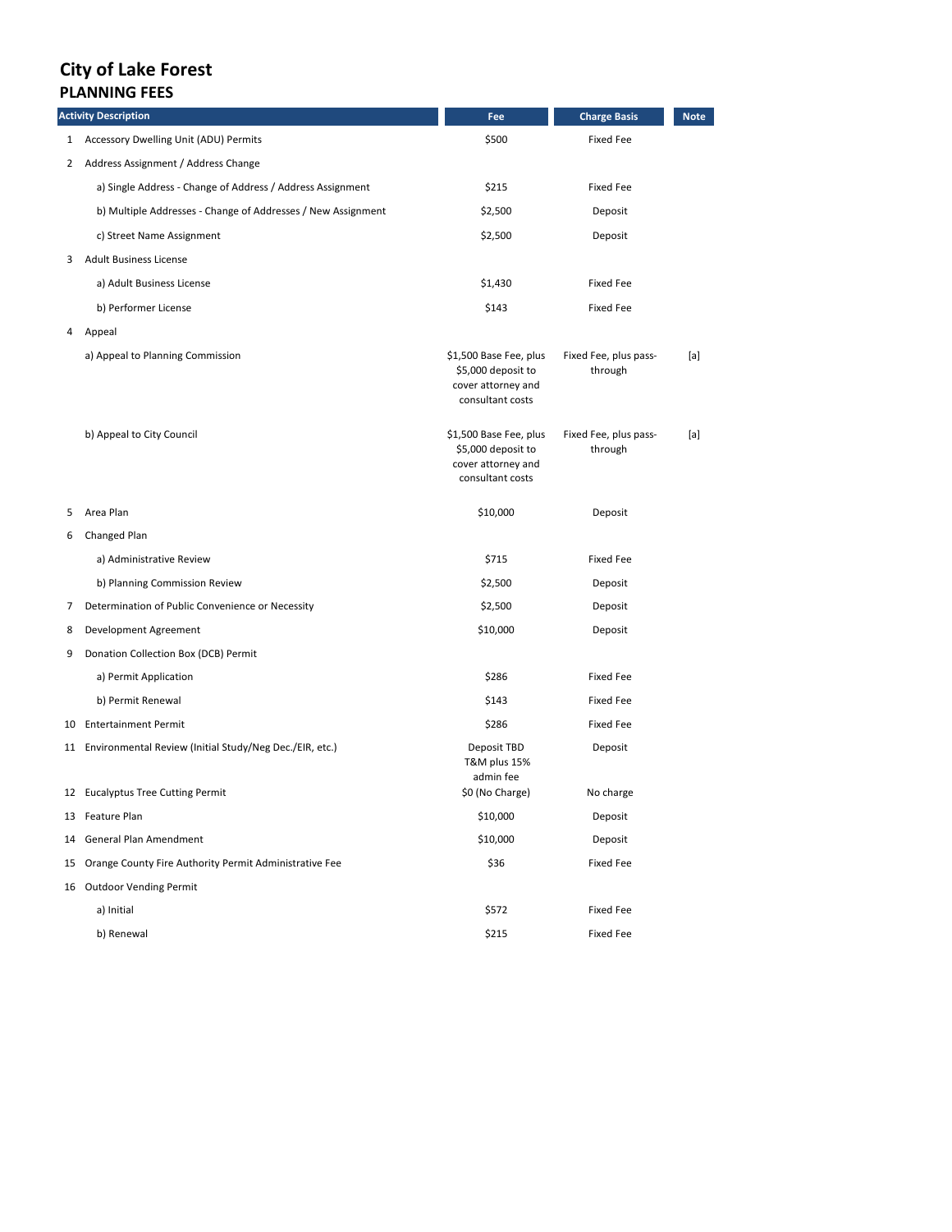# City of Lake Forest

## PLANNING FEES

| | Activity Description | Fee | Charge Basis | Note |
|---|---|---|---|---|
| 1 | Accessory Dwelling Unit (ADU) Permits | $500 | Fixed Fee | |
| 2 | Address Assignment / Address Change | | | |
| | a) Single Address - Change of Address / Address Assignment | $215 | Fixed Fee | |
| | b) Multiple Addresses - Change of Addresses / New Assignment | $2,500 | Deposit | |
| | c) Street Name Assignment | $2,500 | Deposit | |
| 3 | Adult Business License | | | |
| | a) Adult Business License | $1,430 | Fixed Fee | |
| | b) Performer License | $143 | Fixed Fee | |
| 4 | Appeal | | | |
| | a) Appeal to Planning Commission | $1,500 Base Fee, plus $5,000 deposit to cover attorney and consultant costs | Fixed Fee, plus pass-through | [a] |
| | b) Appeal to City Council | $1,500 Base Fee, plus $5,000 deposit to cover attorney and consultant costs | Fixed Fee, plus pass-through | [a] |
| 5 | Area Plan | $10,000 | Deposit | |
| 6 | Changed Plan | | | |
| | a) Administrative Review | $715 | Fixed Fee | |
| | b) Planning Commission Review | $2,500 | Deposit | |
| 7 | Determination of Public Convenience or Necessity | $2,500 | Deposit | |
| 8 | Development Agreement | $10,000 | Deposit | |
| 9 | Donation Collection Box (DCB) Permit | | | |
| | a) Permit Application | $286 | Fixed Fee | |
| | b) Permit Renewal | $143 | Fixed Fee | |
| 10 | Entertainment Permit | $286 | Fixed Fee | |
| 11 | Environmental Review (Initial Study/Neg Dec./EIR, etc.) | Deposit TBD T&M plus 15% admin fee | Deposit | |
| 12 | Eucalyptus Tree Cutting Permit | $0 (No Charge) | No charge | |
| 13 | Feature Plan | $10,000 | Deposit | |
| 14 | General Plan Amendment | $10,000 | Deposit | |
| 15 | Orange County Fire Authority Permit Administrative Fee | $36 | Fixed Fee | |
| 16 | Outdoor Vending Permit | | | |
| | a) Initial | $572 | Fixed Fee | |
| | b) Renewal | $215 | Fixed Fee | |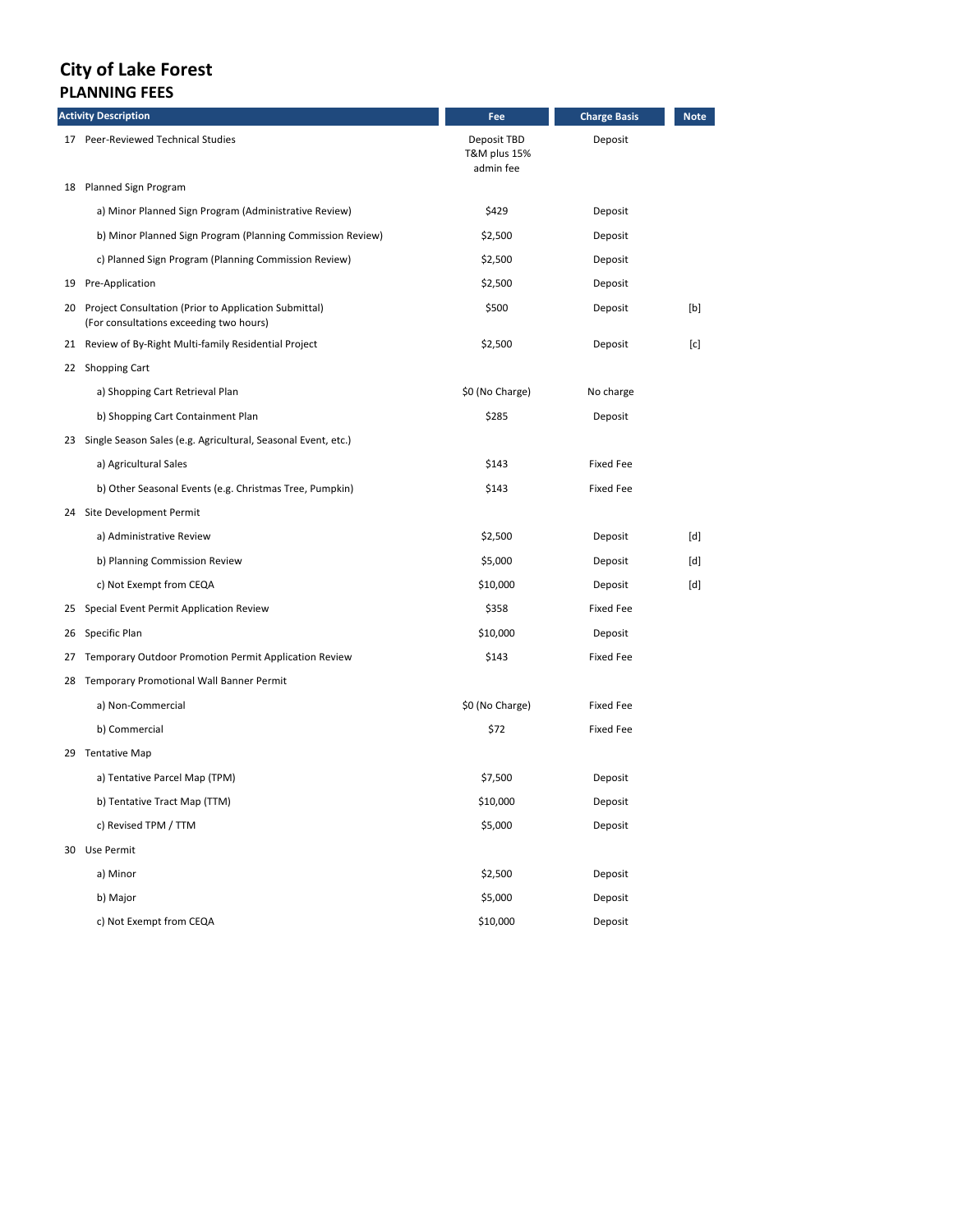# City of Lake Forest

## PLANNING FEES

| Activity Description | Fee | Charge Basis | Note |
|---|---|---|---|
| 17 Peer-Reviewed Technical Studies | Deposit TBD T&M plus 15% admin fee | Deposit | |
| 18 Planned Sign Program | | | |
| a) Minor Planned Sign Program (Administrative Review) | $429 | Deposit | |
| b) Minor Planned Sign Program (Planning Commission Review) | $2,500 | Deposit | |
| c) Planned Sign Program (Planning Commission Review) | $2,500 | Deposit | |
| 19 Pre-Application | $2,500 | Deposit | |
| 20 Project Consultation (Prior to Application Submittal) (For consultations exceeding two hours) | $500 | Deposit | [b] |
| 21 Review of By-Right Multi-family Residential Project | $2,500 | Deposit | [c] |
| 22 Shopping Cart | | | |
| a) Shopping Cart Retrieval Plan | $0 (No Charge) | No charge | |
| b) Shopping Cart Containment Plan | $285 | Deposit | |
| 23 Single Season Sales (e.g. Agricultural, Seasonal Event, etc.) | | | |
| a) Agricultural Sales | $143 | Fixed Fee | |
| b) Other Seasonal Events (e.g. Christmas Tree, Pumpkin) | $143 | Fixed Fee | |
| 24 Site Development Permit | | | |
| a) Administrative Review | $2,500 | Deposit | [d] |
| b) Planning Commission Review | $5,000 | Deposit | [d] |
| c) Not Exempt from CEQA | $10,000 | Deposit | [d] |
| 25 Special Event Permit Application Review | $358 | Fixed Fee | |
| 26 Specific Plan | $10,000 | Deposit | |
| 27 Temporary Outdoor Promotion Permit Application Review | $143 | Fixed Fee | |
| 28 Temporary Promotional Wall Banner Permit | | | |
| a) Non-Commercial | $0 (No Charge) | Fixed Fee | |
| b) Commercial | $72 | Fixed Fee | |
| 29 Tentative Map | | | |
| a) Tentative Parcel Map (TPM) | $7,500 | Deposit | |
| b) Tentative Tract Map (TTM) | $10,000 | Deposit | |
| c) Revised TPM / TTM | $5,000 | Deposit | |
| 30 Use Permit | | | |
| a) Minor | $2,500 | Deposit | |
| b) Major | $5,000 | Deposit | |
| c) Not Exempt from CEQA | $10,000 | Deposit | |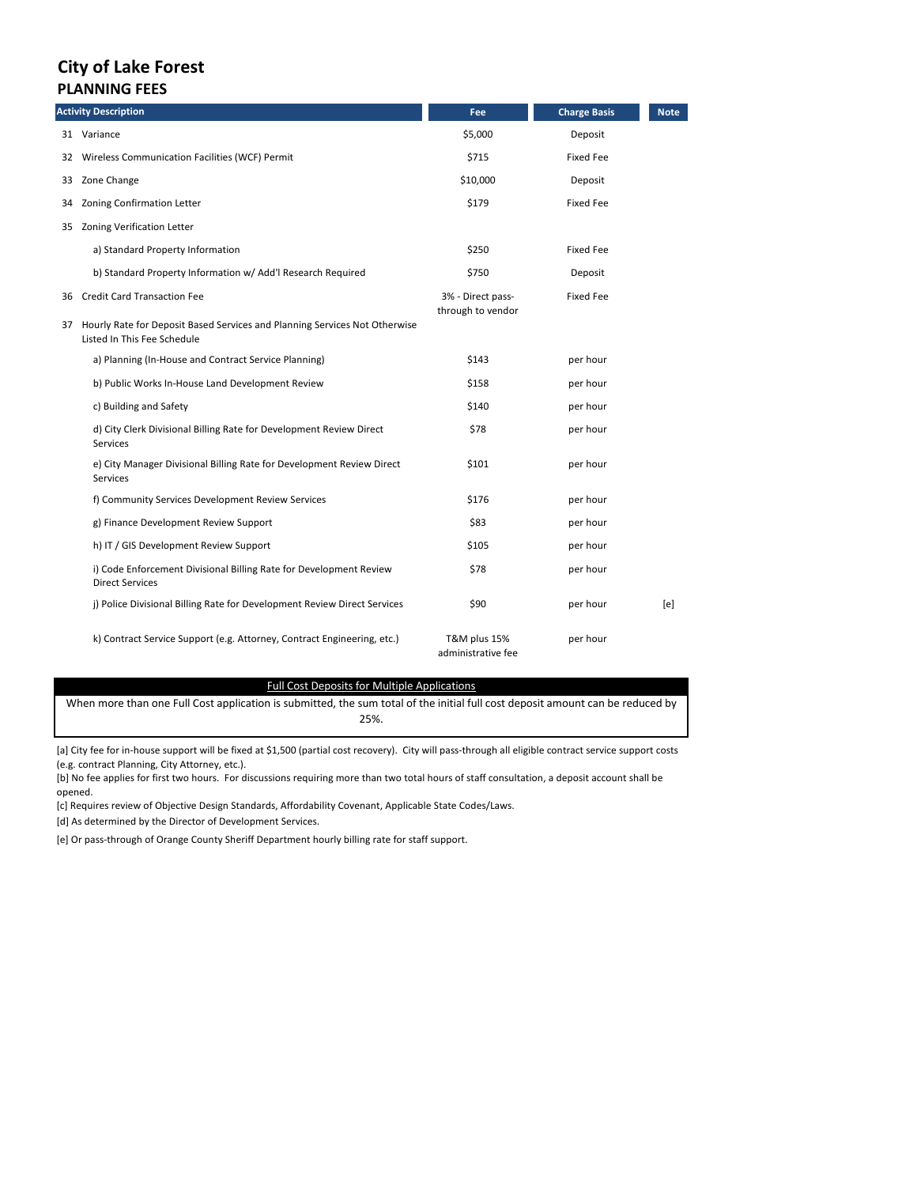# City of Lake Forest

## PLANNING FEES

| | Activity Description | Fee | Charge Basis | Note |
|---|---|---|---|---|
| 31 | Variance | $5,000 | Deposit | |
| 32 | Wireless Communication Facilities (WCF) Permit | $715 | Fixed Fee | |
| 33 | Zone Change | $10,000 | Deposit | |
| 34 | Zoning Confirmation Letter | $179 | Fixed Fee | |
| 35 | Zoning Verification Letter | | | |
| | a) Standard Property Information | $250 | Fixed Fee | |
| | b) Standard Property Information w/ Add'l Research Required | $750 | Deposit | |
| 36 | Credit Card Transaction Fee | 3% - Direct pass-through to vendor | Fixed Fee | |
| 37 | Hourly Rate for Deposit Based Services and Planning Services Not Otherwise Listed In This Fee Schedule | | | |
| | a) Planning (In-House and Contract Service Planning) | $143 | per hour | |
| | b) Public Works In-House Land Development Review | $158 | per hour | |
| | c) Building and Safety | $140 | per hour | |
| | d) City Clerk Divisional Billing Rate for Development Review Direct Services | $78 | per hour | |
| | e) City Manager Divisional Billing Rate for Development Review Direct Services | $101 | per hour | |
| | f) Community Services Development Review Services | $176 | per hour | |
| | g) Finance Development Review Support | $83 | per hour | |
| | h) IT / GIS Development Review Support | $105 | per hour | |
| | i) Code Enforcement Divisional Billing Rate for Development Review Direct Services | $78 | per hour | |
| | j) Police Divisional Billing Rate for Development Review Direct Services | $90 | per hour | [e] |
| | k) Contract Service Support (e.g. Attorney, Contract Engineering, etc.) | T&M plus 15% administrative fee | per hour | |

**Full Cost Deposits for Multiple Applications**

When more than one Full Cost application is submitted, the sum total of the initial full cost deposit amount can be reduced by 25%.

[a] City fee for in-house support will be fixed at $1,500 (partial cost recovery). City will pass-through all eligible contract service support costs (e.g. contract Planning, City Attorney, etc.).

[b] No fee applies for first two hours. For discussions requiring more than two total hours of staff consultation, a deposit account shall be opened.

[c] Requires review of Objective Design Standards, Affordability Covenant, Applicable State Codes/Laws.

[d] As determined by the Director of Development Services.

[e] Or pass-through of Orange County Sheriff Department hourly billing rate for staff support.